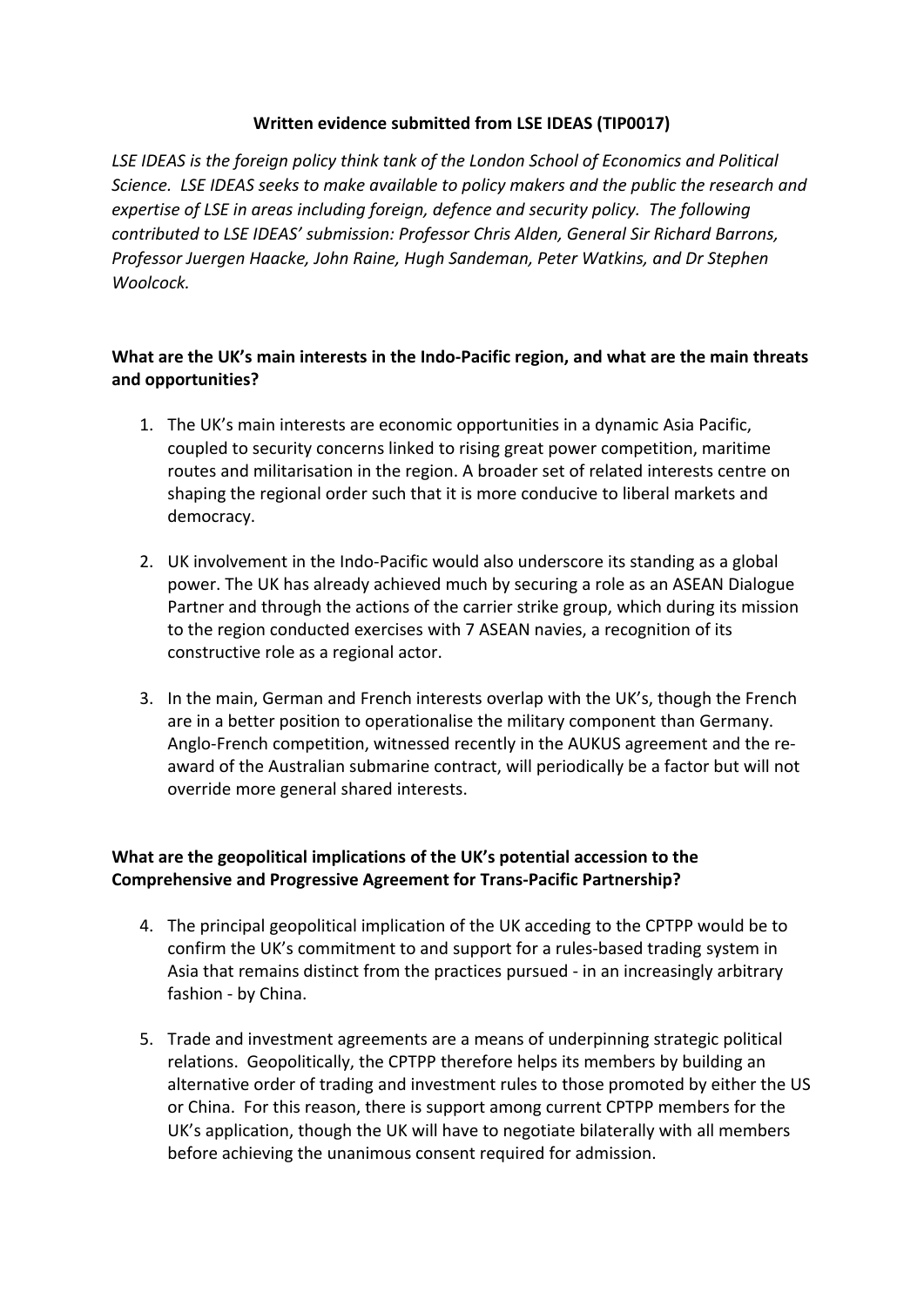**Written evidence submitted from LSE IDEAS (TIP0017)**

*LSE IDEAS is the foreign policy think tank of the London School of Economics and Political Science. LSE IDEAS seeks to make available to policy makers and the public the research and expertise of LSE in areas including foreign, defence and security policy. The following contributed to LSE IDEAS' submission: Professor Chris Alden, General Sir Richard Barrons, Professor Juergen Haacke, John Raine, Hugh Sandeman, Peter Watkins, and Dr Stephen Woolcock.*

**What are the UK's main interests in the Indo-Pacific region, and what are the main threats and opportunities?**

1. The UK's main interests are economic opportunities in a dynamic Asia Pacific, coupled to security concerns linked to rising great power competition, maritime routes and militarisation in the region. A broader set of related interests centre on shaping the regional order such that it is more conducive to liberal markets and democracy.

2. UK involvement in the Indo-Pacific would also underscore its standing as a global power. The UK has already achieved much by securing a role as an ASEAN Dialogue Partner and through the actions of the carrier strike group, which during its mission to the region conducted exercises with 7 ASEAN navies, a recognition of its constructive role as a regional actor.

3. In the main, German and French interests overlap with the UK's, though the French are in a better position to operationalise the military component than Germany. Anglo-French competition, witnessed recently in the AUKUS agreement and the re-award of the Australian submarine contract, will periodically be a factor but will not override more general shared interests.

**What are the geopolitical implications of the UK's potential accession to the Comprehensive and Progressive Agreement for Trans-Pacific Partnership?**

4. The principal geopolitical implication of the UK acceding to the CPTPP would be to confirm the UK's commitment to and support for a rules-based trading system in Asia that remains distinct from the practices pursued - in an increasingly arbitrary fashion - by China.

5. Trade and investment agreements are a means of underpinning strategic political relations. Geopolitically, the CPTPP therefore helps its members by building an alternative order of trading and investment rules to those promoted by either the US or China. For this reason, there is support among current CPTPP members for the UK's application, though the UK will have to negotiate bilaterally with all members before achieving the unanimous consent required for admission.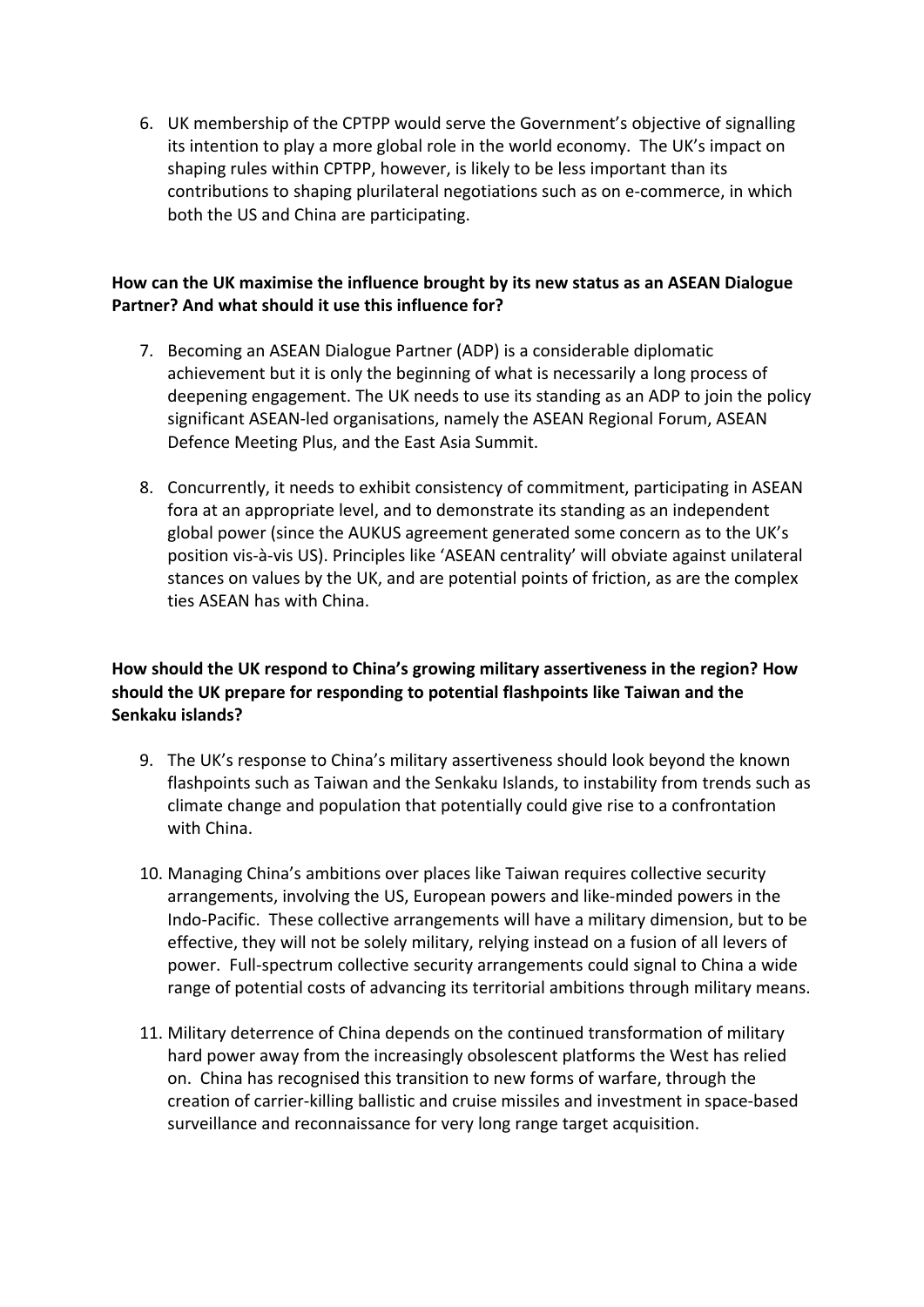6. UK membership of the CPTPP would serve the Government's objective of signalling its intention to play a more global role in the world economy. The UK's impact on shaping rules within CPTPP, however, is likely to be less important than its contributions to shaping plurilateral negotiations such as on e-commerce, in which both the US and China are participating.

**How can the UK maximise the influence brought by its new status as an ASEAN Dialogue Partner? And what should it use this influence for?**

7. Becoming an ASEAN Dialogue Partner (ADP) is a considerable diplomatic achievement but it is only the beginning of what is necessarily a long process of deepening engagement. The UK needs to use its standing as an ADP to join the policy significant ASEAN-led organisations, namely the ASEAN Regional Forum, ASEAN Defence Meeting Plus, and the East Asia Summit.

8. Concurrently, it needs to exhibit consistency of commitment, participating in ASEAN fora at an appropriate level, and to demonstrate its standing as an independent global power (since the AUKUS agreement generated some concern as to the UK's position vis-à-vis US). Principles like 'ASEAN centrality' will obviate against unilateral stances on values by the UK, and are potential points of friction, as are the complex ties ASEAN has with China.

**How should the UK respond to China's growing military assertiveness in the region? How should the UK prepare for responding to potential flashpoints like Taiwan and the Senkaku islands?**

9. The UK's response to China's military assertiveness should look beyond the known flashpoints such as Taiwan and the Senkaku Islands, to instability from trends such as climate change and population that potentially could give rise to a confrontation with China.

10. Managing China's ambitions over places like Taiwan requires collective security arrangements, involving the US, European powers and like-minded powers in the Indo-Pacific. These collective arrangements will have a military dimension, but to be effective, they will not be solely military, relying instead on a fusion of all levers of power. Full-spectrum collective security arrangements could signal to China a wide range of potential costs of advancing its territorial ambitions through military means.

11. Military deterrence of China depends on the continued transformation of military hard power away from the increasingly obsolescent platforms the West has relied on. China has recognised this transition to new forms of warfare, through the creation of carrier-killing ballistic and cruise missiles and investment in space-based surveillance and reconnaissance for very long range target acquisition.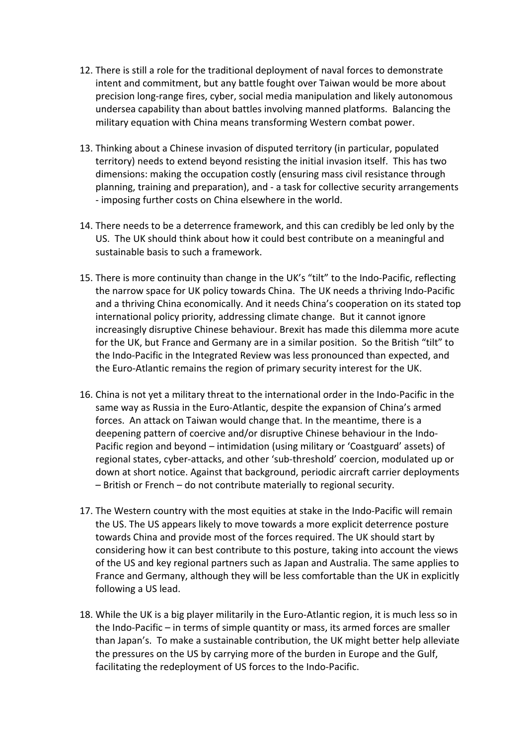12. There is still a role for the traditional deployment of naval forces to demonstrate intent and commitment, but any battle fought over Taiwan would be more about precision long-range fires, cyber, social media manipulation and likely autonomous undersea capability than about battles involving manned platforms. Balancing the military equation with China means transforming Western combat power.

13. Thinking about a Chinese invasion of disputed territory (in particular, populated territory) needs to extend beyond resisting the initial invasion itself. This has two dimensions: making the occupation costly (ensuring mass civil resistance through planning, training and preparation), and - a task for collective security arrangements - imposing further costs on China elsewhere in the world.

14. There needs to be a deterrence framework, and this can credibly be led only by the US. The UK should think about how it could best contribute on a meaningful and sustainable basis to such a framework.

15. There is more continuity than change in the UK's "tilt" to the Indo-Pacific, reflecting the narrow space for UK policy towards China. The UK needs a thriving Indo-Pacific and a thriving China economically. And it needs China's cooperation on its stated top international policy priority, addressing climate change. But it cannot ignore increasingly disruptive Chinese behaviour. Brexit has made this dilemma more acute for the UK, but France and Germany are in a similar position. So the British "tilt" to the Indo-Pacific in the Integrated Review was less pronounced than expected, and the Euro-Atlantic remains the region of primary security interest for the UK.

16. China is not yet a military threat to the international order in the Indo-Pacific in the same way as Russia in the Euro-Atlantic, despite the expansion of China's armed forces. An attack on Taiwan would change that. In the meantime, there is a deepening pattern of coercive and/or disruptive Chinese behaviour in the Indo-Pacific region and beyond – intimidation (using military or 'Coastguard' assets) of regional states, cyber-attacks, and other 'sub-threshold' coercion, modulated up or down at short notice. Against that background, periodic aircraft carrier deployments – British or French – do not contribute materially to regional security.

17. The Western country with the most equities at stake in the Indo-Pacific will remain the US. The US appears likely to move towards a more explicit deterrence posture towards China and provide most of the forces required. The UK should start by considering how it can best contribute to this posture, taking into account the views of the US and key regional partners such as Japan and Australia. The same applies to France and Germany, although they will be less comfortable than the UK in explicitly following a US lead.

18. While the UK is a big player militarily in the Euro-Atlantic region, it is much less so in the Indo-Pacific – in terms of simple quantity or mass, its armed forces are smaller than Japan's. To make a sustainable contribution, the UK might better help alleviate the pressures on the US by carrying more of the burden in Europe and the Gulf, facilitating the redeployment of US forces to the Indo-Pacific.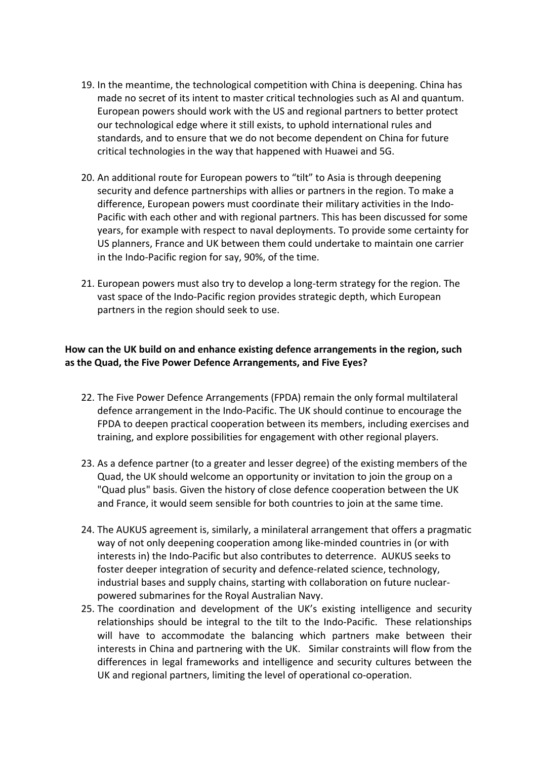19. In the meantime, the technological competition with China is deepening. China has made no secret of its intent to master critical technologies such as AI and quantum. European powers should work with the US and regional partners to better protect our technological edge where it still exists, to uphold international rules and standards, and to ensure that we do not become dependent on China for future critical technologies in the way that happened with Huawei and 5G.

20. An additional route for European powers to "tilt" to Asia is through deepening security and defence partnerships with allies or partners in the region. To make a difference, European powers must coordinate their military activities in the Indo-Pacific with each other and with regional partners. This has been discussed for some years, for example with respect to naval deployments. To provide some certainty for US planners, France and UK between them could undertake to maintain one carrier in the Indo-Pacific region for say, 90%, of the time.

21. European powers must also try to develop a long-term strategy for the region. The vast space of the Indo-Pacific region provides strategic depth, which European partners in the region should seek to use.

**How can the UK build on and enhance existing defence arrangements in the region, such as the Quad, the Five Power Defence Arrangements, and Five Eyes?**

22. The Five Power Defence Arrangements (FPDA) remain the only formal multilateral defence arrangement in the Indo-Pacific. The UK should continue to encourage the FPDA to deepen practical cooperation between its members, including exercises and training, and explore possibilities for engagement with other regional players.

23. As a defence partner (to a greater and lesser degree) of the existing members of the Quad, the UK should welcome an opportunity or invitation to join the group on a "Quad plus" basis. Given the history of close defence cooperation between the UK and France, it would seem sensible for both countries to join at the same time.

24. The AUKUS agreement is, similarly, a minilateral arrangement that offers a pragmatic way of not only deepening cooperation among like-minded countries in (or with interests in) the Indo-Pacific but also contributes to deterrence. AUKUS seeks to foster deeper integration of security and defence-related science, technology, industrial bases and supply chains, starting with collaboration on future nuclear-powered submarines for the Royal Australian Navy.

25. The coordination and development of the UK's existing intelligence and security relationships should be integral to the tilt to the Indo-Pacific. These relationships will have to accommodate the balancing which partners make between their interests in China and partnering with the UK. Similar constraints will flow from the differences in legal frameworks and intelligence and security cultures between the UK and regional partners, limiting the level of operational co-operation.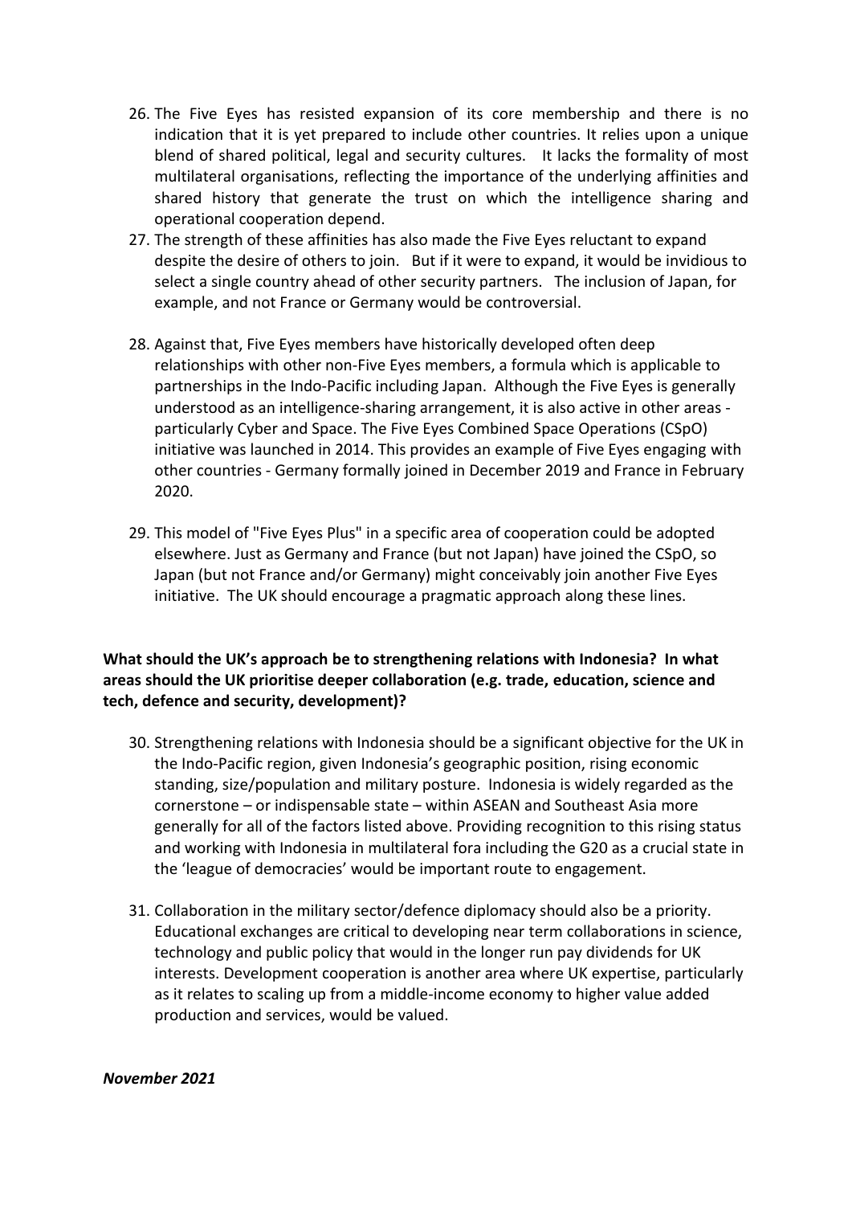26. The Five Eyes has resisted expansion of its core membership and there is no indication that it is yet prepared to include other countries. It relies upon a unique blend of shared political, legal and security cultures. It lacks the formality of most multilateral organisations, reflecting the importance of the underlying affinities and shared history that generate the trust on which the intelligence sharing and operational cooperation depend.
27. The strength of these affinities has also made the Five Eyes reluctant to expand despite the desire of others to join. But if it were to expand, it would be invidious to select a single country ahead of other security partners. The inclusion of Japan, for example, and not France or Germany would be controversial.
28. Against that, Five Eyes members have historically developed often deep relationships with other non-Five Eyes members, a formula which is applicable to partnerships in the Indo-Pacific including Japan. Although the Five Eyes is generally understood as an intelligence-sharing arrangement, it is also active in other areas - particularly Cyber and Space. The Five Eyes Combined Space Operations (CSpO) initiative was launched in 2014. This provides an example of Five Eyes engaging with other countries - Germany formally joined in December 2019 and France in February 2020.
29. This model of "Five Eyes Plus" in a specific area of cooperation could be adopted elsewhere. Just as Germany and France (but not Japan) have joined the CSpO, so Japan (but not France and/or Germany) might conceivably join another Five Eyes initiative. The UK should encourage a pragmatic approach along these lines.

**What should the UK's approach be to strengthening relations with Indonesia? In what areas should the UK prioritise deeper collaboration (e.g. trade, education, science and tech, defence and security, development)?**

30. Strengthening relations with Indonesia should be a significant objective for the UK in the Indo-Pacific region, given Indonesia's geographic position, rising economic standing, size/population and military posture. Indonesia is widely regarded as the cornerstone – or indispensable state – within ASEAN and Southeast Asia more generally for all of the factors listed above. Providing recognition to this rising status and working with Indonesia in multilateral fora including the G20 as a crucial state in the 'league of democracies' would be important route to engagement.
31. Collaboration in the military sector/defence diplomacy should also be a priority. Educational exchanges are critical to developing near term collaborations in science, technology and public policy that would in the longer run pay dividends for UK interests. Development cooperation is another area where UK expertise, particularly as it relates to scaling up from a middle-income economy to higher value added production and services, would be valued.

***November 2021***